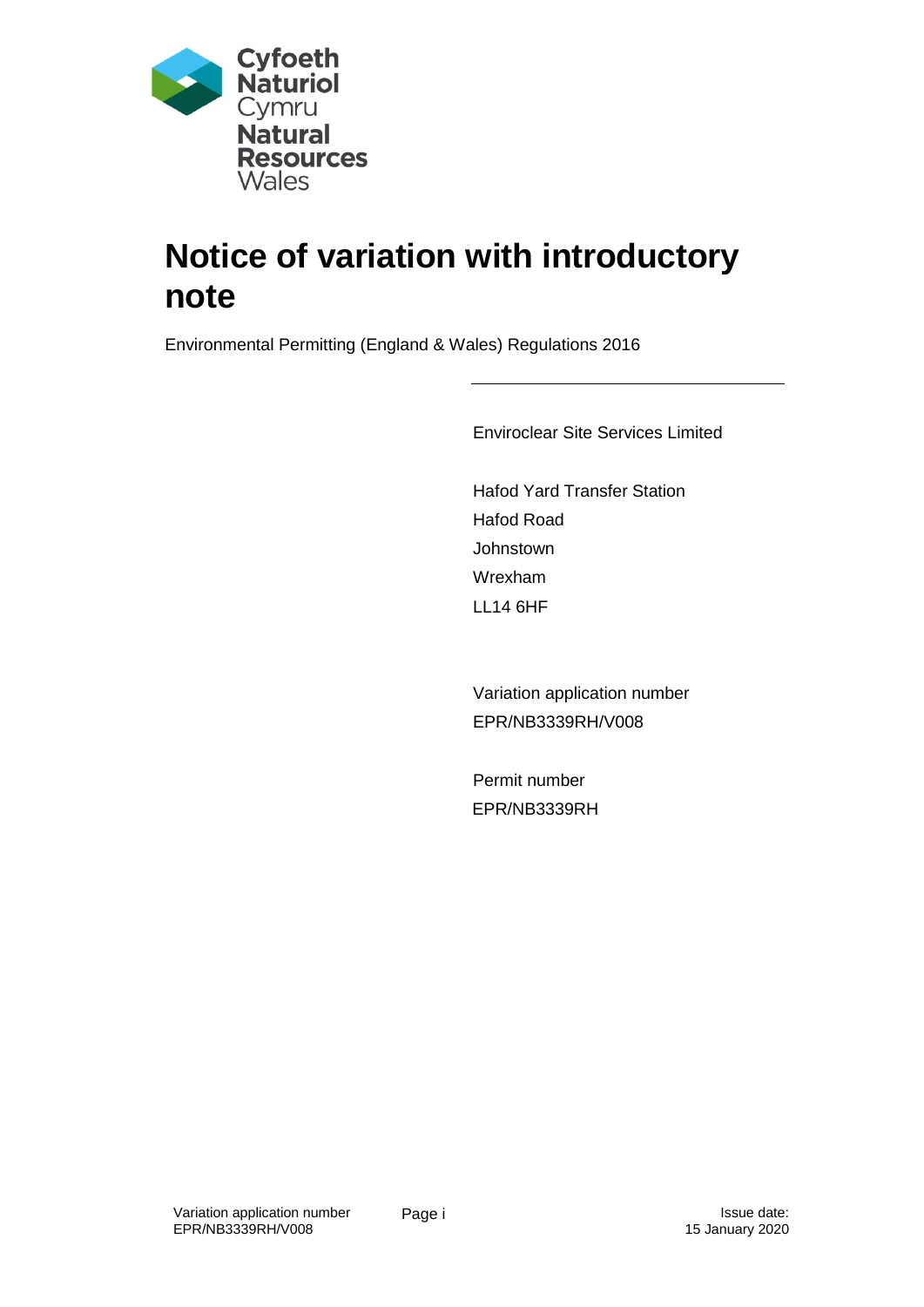Cyfoeth Naturiol Cymru
Natural Resources Wales

# Notice of variation with introductory note

Environmental Permitting (England & Wales) Regulations 2016

---

Enviroclear Site Services Limited

Hafod Yard Transfer Station
Hafod Road
Johnstown
Wrexham
LL14 6HF

Variation application number
EPR/NB3339RH/V008

Permit number
EPR/NB3339RH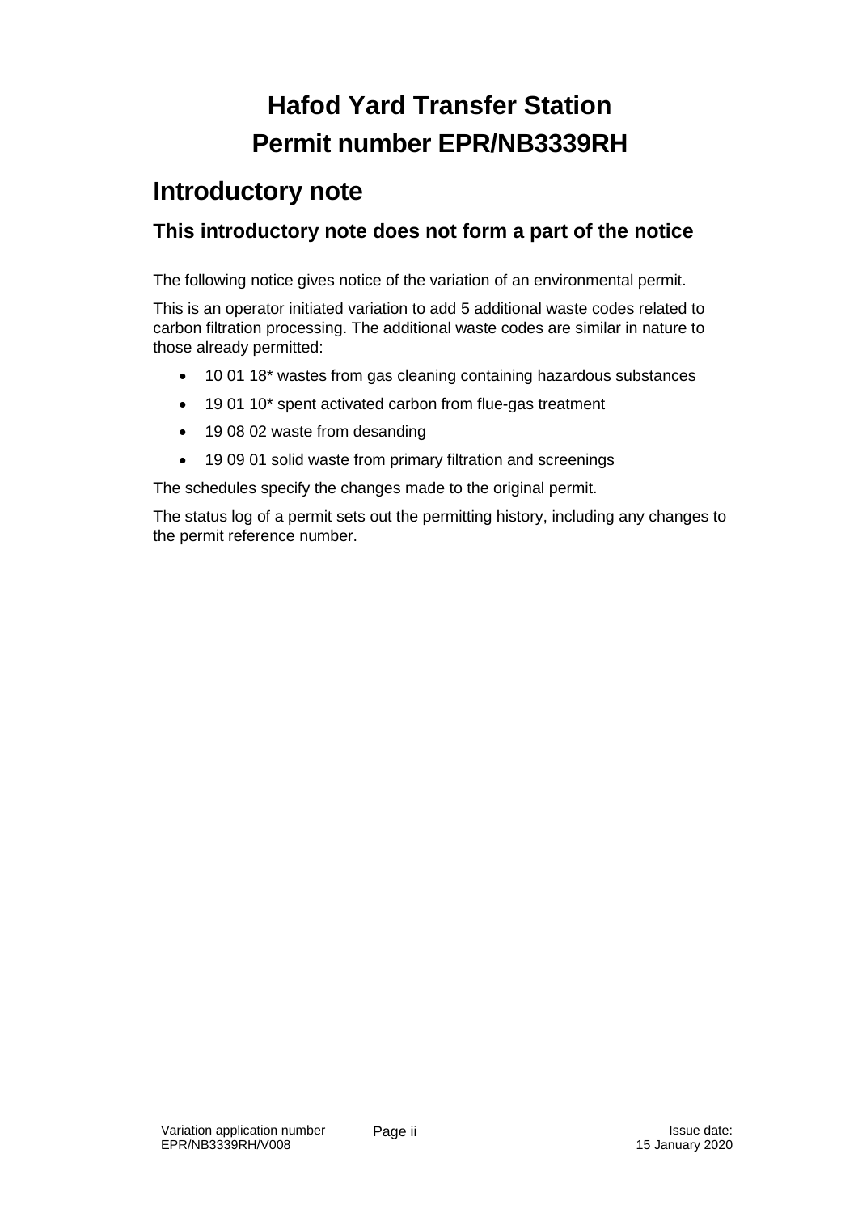# Hafod Yard Transfer Station
# Permit number EPR/NB3339RH

## Introductory note

### This introductory note does not form a part of the notice

The following notice gives notice of the variation of an environmental permit.

This is an operator initiated variation to add 5 additional waste codes related to carbon filtration processing. The additional waste codes are similar in nature to those already permitted:

- 10 01 18* wastes from gas cleaning containing hazardous substances
- 19 01 10* spent activated carbon from flue-gas treatment
- 19 08 02 waste from desanding
- 19 09 01 solid waste from primary filtration and screenings

The schedules specify the changes made to the original permit.

The status log of a permit sets out the permitting history, including any changes to the permit reference number.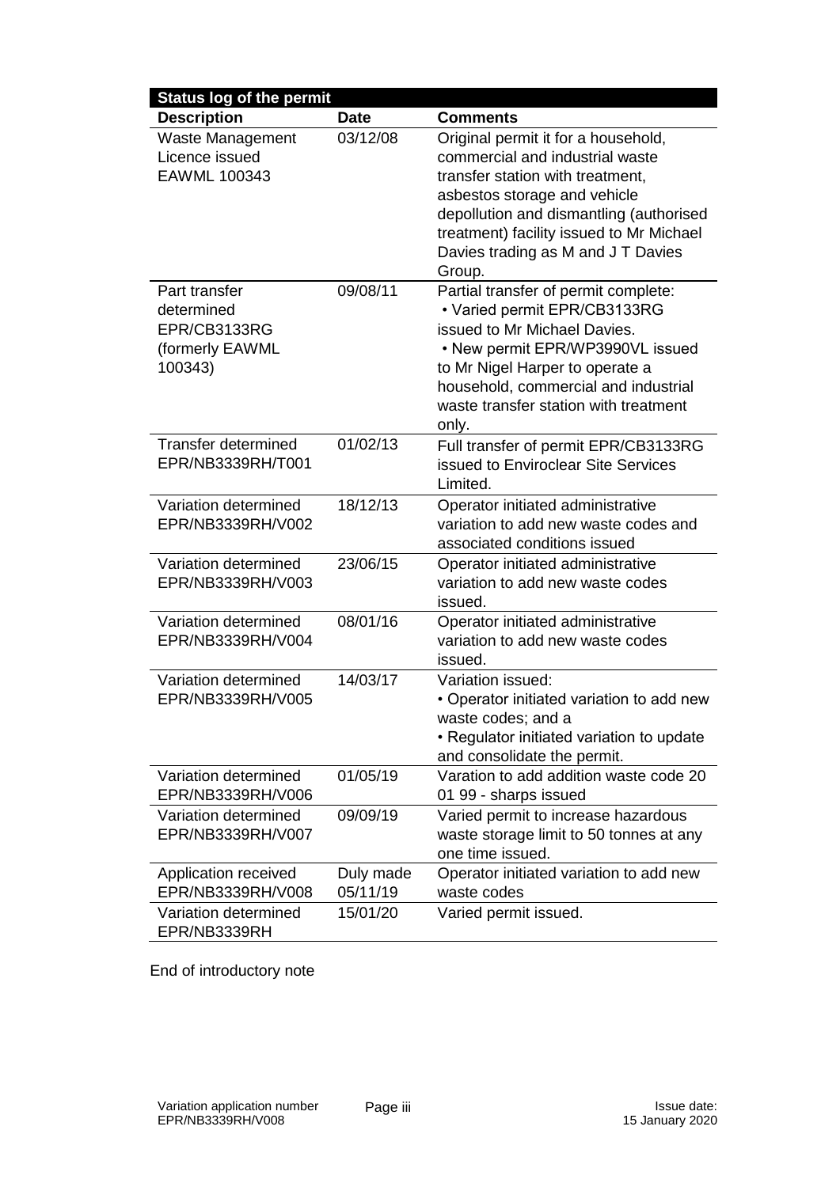| Status log of the permit | | |
|---|---|---|
| **Description** | **Date** | **Comments** |
| Waste Management Licence issued EAWML 100343 | 03/12/08 | Original permit it for a household, commercial and industrial waste transfer station with treatment, asbestos storage and vehicle depollution and dismantling (authorised treatment) facility issued to Mr Michael Davies trading as M and J T Davies Group. |
| Part transfer determined EPR/CB3133RG (formerly EAWML 100343) | 09/08/11 | Partial transfer of permit complete: • Varied permit EPR/CB3133RG issued to Mr Michael Davies. • New permit EPR/WP3990VL issued to Mr Nigel Harper to operate a household, commercial and industrial waste transfer station with treatment only. |
| Transfer determined EPR/NB3339RH/T001 | 01/02/13 | Full transfer of permit EPR/CB3133RG issued to Enviroclear Site Services Limited. |
| Variation determined EPR/NB3339RH/V002 | 18/12/13 | Operator initiated administrative variation to add new waste codes and associated conditions issued |
| Variation determined EPR/NB3339RH/V003 | 23/06/15 | Operator initiated administrative variation to add new waste codes issued. |
| Variation determined EPR/NB3339RH/V004 | 08/01/16 | Operator initiated administrative variation to add new waste codes issued. |
| Variation determined EPR/NB3339RH/V005 | 14/03/17 | Variation issued: • Operator initiated variation to add new waste codes; and a • Regulator initiated variation to update and consolidate the permit. |
| Variation determined EPR/NB3339RH/V006 | 01/05/19 | Varation to add addition waste code 20 01 99 - sharps issued |
| Variation determined EPR/NB3339RH/V007 | 09/09/19 | Varied permit to increase hazardous waste storage limit to 50 tonnes at any one time issued. |
| Application received EPR/NB3339RH/V008 | Duly made 05/11/19 | Operator initiated variation to add new waste codes |
| Variation determined EPR/NB3339RH | 15/01/20 | Varied permit issued. |

End of introductory note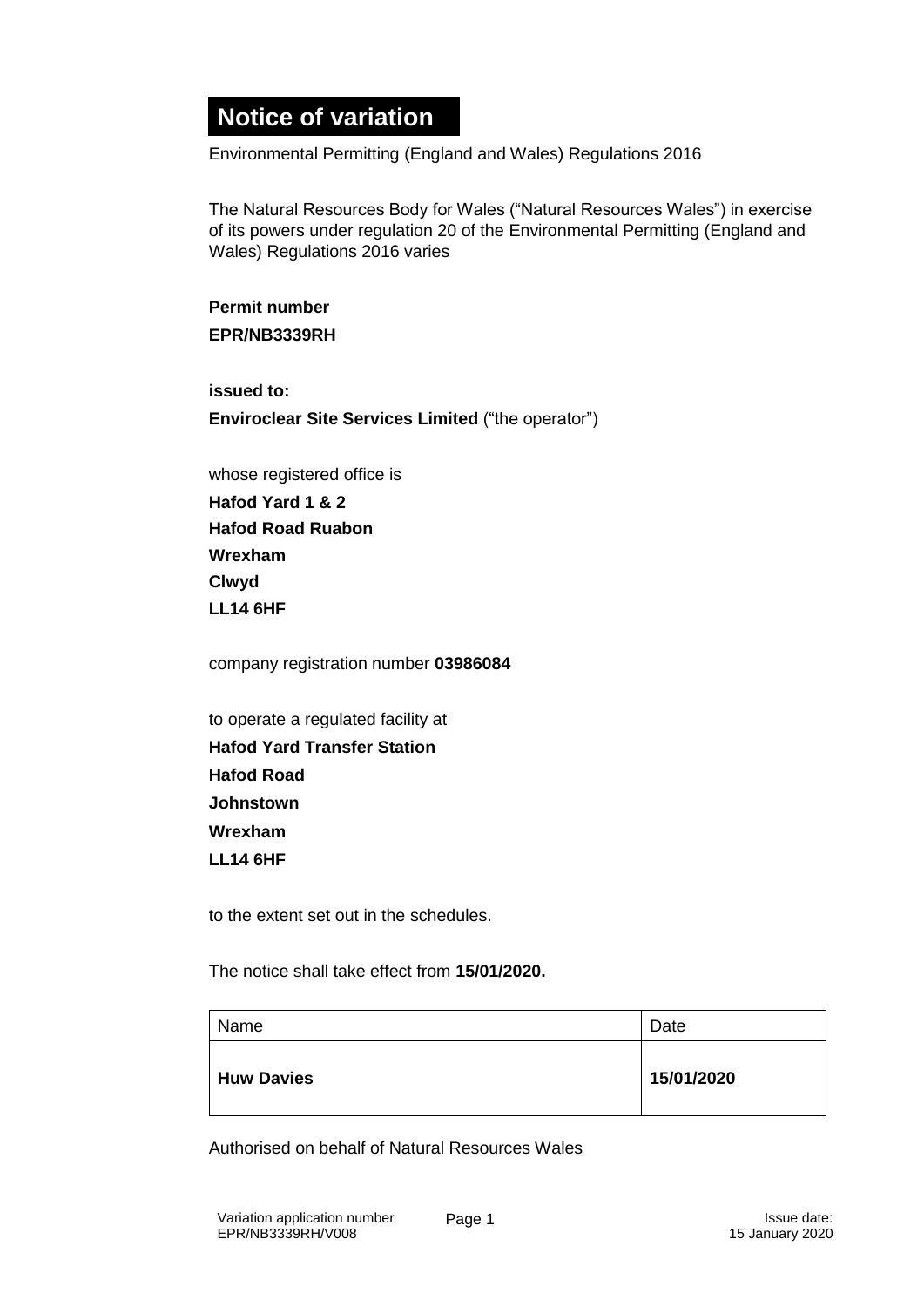# Notice of variation

Environmental Permitting (England and Wales) Regulations 2016

The Natural Resources Body for Wales ("Natural Resources Wales") in exercise of its powers under regulation 20 of the Environmental Permitting (England and Wales) Regulations 2016 varies

**Permit number**
**EPR/NB3339RH**

**issued to:**
**Enviroclear Site Services Limited** ("the operator")

whose registered office is
**Hafod Yard 1 & 2**
**Hafod Road Ruabon**
**Wrexham**
**Clwyd**
**LL14 6HF**

company registration number **03986084**

to operate a regulated facility at
**Hafod Yard Transfer Station**
**Hafod Road**
**Johnstown**
**Wrexham**
**LL14 6HF**

to the extent set out in the schedules.

The notice shall take effect from **15/01/2020.**

| Name | Date |
| --- | --- |
| **Huw Davies** | **15/01/2020** |

Authorised on behalf of Natural Resources Wales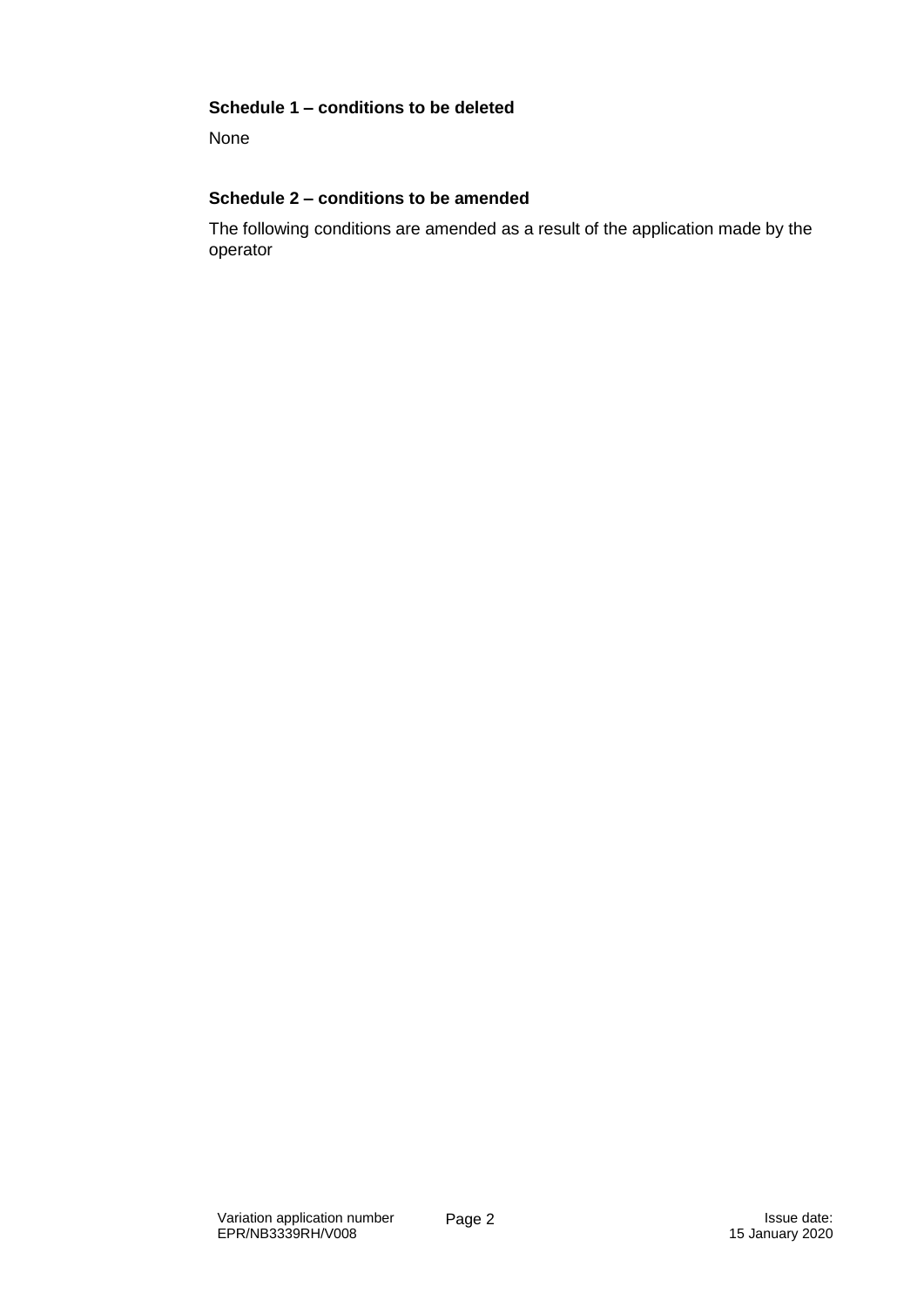### Schedule 1 – conditions to be deleted

None

### Schedule 2 – conditions to be amended

The following conditions are amended as a result of the application made by the operator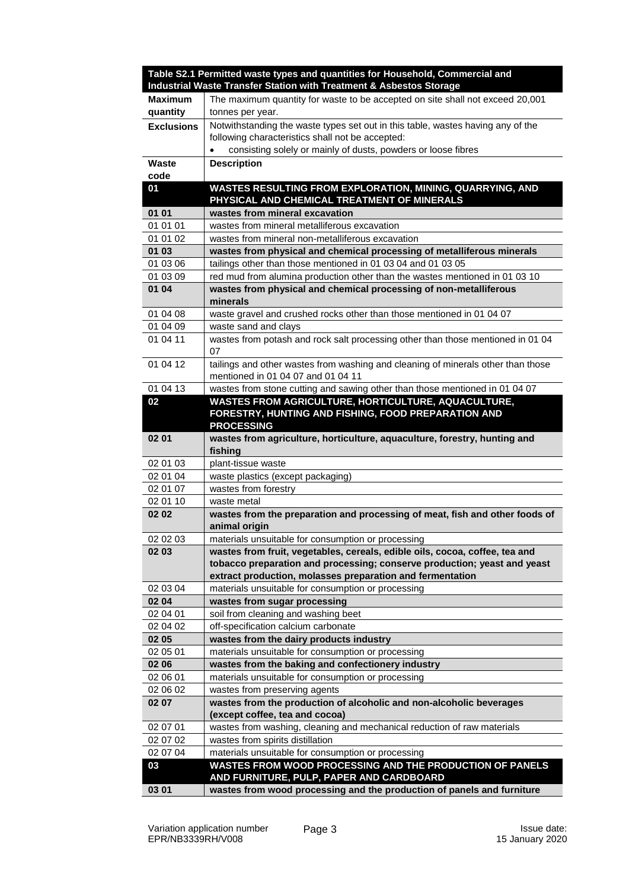| Table S2.1 Permitted waste types and quantities for Household, Commercial and Industrial Waste Transfer Station with Treatment & Asbestos Storage | |
|---|---|
| **Maximum quantity** | The maximum quantity for waste to be accepted on site shall not exceed 20,001 tonnes per year. |
| **Exclusions** | Notwithstanding the waste types set out in this table, wastes having any of the following characteristics shall not be accepted:<br>• consisting solely or mainly of dusts, powders or loose fibres |
| **Waste code** | **Description** |
| **01** | **WASTES RESULTING FROM EXPLORATION, MINING, QUARRYING, AND PHYSICAL AND CHEMICAL TREATMENT OF MINERALS** |
| **01 01** | **wastes from mineral excavation** |
| 01 01 01 | wastes from mineral metalliferous excavation |
| 01 01 02 | wastes from mineral non-metalliferous excavation |
| **01 03** | **wastes from physical and chemical processing of metalliferous minerals** |
| 01 03 06 | tailings other than those mentioned in 01 03 04 and 01 03 05 |
| 01 03 09 | red mud from alumina production other than the wastes mentioned in 01 03 10 |
| **01 04** | **wastes from physical and chemical processing of non-metalliferous minerals** |
| 01 04 08 | waste gravel and crushed rocks other than those mentioned in 01 04 07 |
| 01 04 09 | waste sand and clays |
| 01 04 11 | wastes from potash and rock salt processing other than those mentioned in 01 04 07 |
| 01 04 12 | tailings and other wastes from washing and cleaning of minerals other than those mentioned in 01 04 07 and 01 04 11 |
| 01 04 13 | wastes from stone cutting and sawing other than those mentioned in 01 04 07 |
| **02** | **WASTES FROM AGRICULTURE, HORTICULTURE, AQUACULTURE, FORESTRY, HUNTING AND FISHING, FOOD PREPARATION AND PROCESSING** |
| **02 01** | **wastes from agriculture, horticulture, aquaculture, forestry, hunting and fishing** |
| 02 01 03 | plant-tissue waste |
| 02 01 04 | waste plastics (except packaging) |
| 02 01 07 | wastes from forestry |
| 02 01 10 | waste metal |
| **02 02** | **wastes from the preparation and processing of meat, fish and other foods of animal origin** |
| 02 02 03 | materials unsuitable for consumption or processing |
| **02 03** | **wastes from fruit, vegetables, cereals, edible oils, cocoa, coffee, tea and tobacco preparation and processing; conserve production; yeast and yeast extract production, molasses preparation and fermentation** |
| 02 03 04 | materials unsuitable for consumption or processing |
| **02 04** | **wastes from sugar processing** |
| 02 04 01 | soil from cleaning and washing beet |
| 02 04 02 | off-specification calcium carbonate |
| **02 05** | **wastes from the dairy products industry** |
| 02 05 01 | materials unsuitable for consumption or processing |
| **02 06** | **wastes from the baking and confectionery industry** |
| 02 06 01 | materials unsuitable for consumption or processing |
| 02 06 02 | wastes from preserving agents |
| **02 07** | **wastes from the production of alcoholic and non-alcoholic beverages (except coffee, tea and cocoa)** |
| 02 07 01 | wastes from washing, cleaning and mechanical reduction of raw materials |
| 02 07 02 | wastes from spirits distillation |
| 02 07 04 | materials unsuitable for consumption or processing |
| **03** | **WASTES FROM WOOD PROCESSING AND THE PRODUCTION OF PANELS AND FURNITURE, PULP, PAPER AND CARDBOARD** |
| **03 01** | **wastes from wood processing and the production of panels and furniture** |

Variation application number EPR/NB3339RH/V008

Issue date: 15 January 2020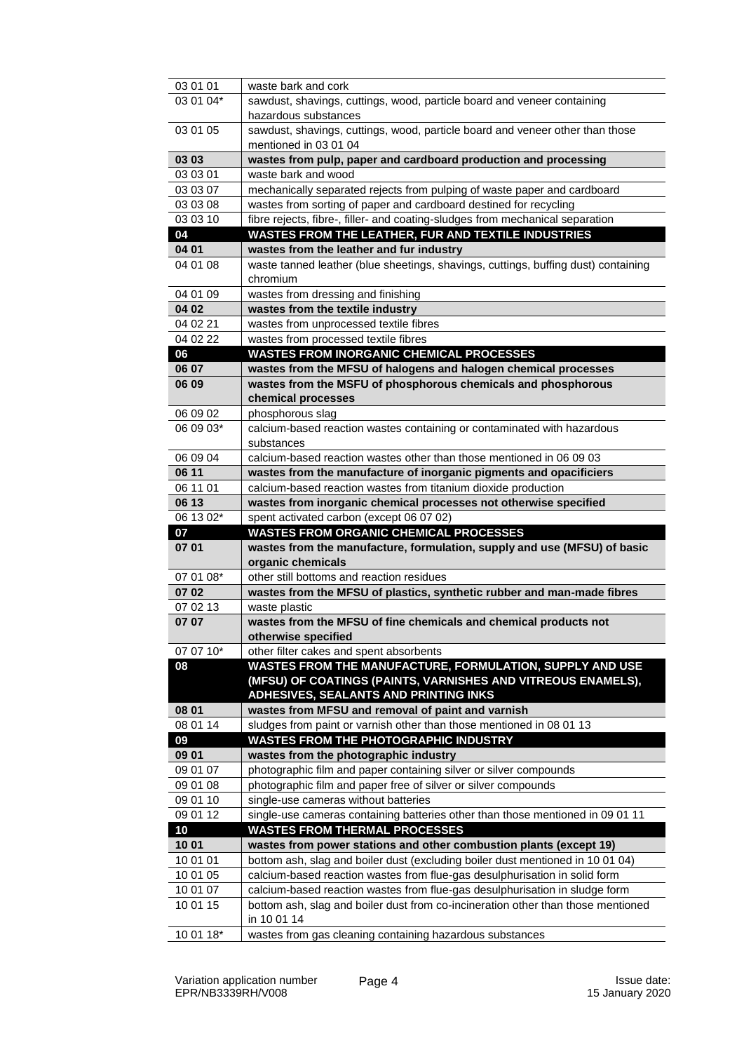| | |
|---|---|
| 03 01 01 | waste bark and cork |
| 03 01 04* | sawdust, shavings, cuttings, wood, particle board and veneer containing hazardous substances |
| 03 01 05 | sawdust, shavings, cuttings, wood, particle board and veneer other than those mentioned in 03 01 04 |
| **03 03** | **wastes from pulp, paper and cardboard production and processing** |
| 03 03 01 | waste bark and wood |
| 03 03 07 | mechanically separated rejects from pulping of waste paper and cardboard |
| 03 03 08 | wastes from sorting of paper and cardboard destined for recycling |
| 03 03 10 | fibre rejects, fibre-, filler- and coating-sludges from mechanical separation |
| **04** | **WASTES FROM THE LEATHER, FUR AND TEXTILE INDUSTRIES** |
| **04 01** | **wastes from the leather and fur industry** |
| 04 01 08 | waste tanned leather (blue sheetings, shavings, cuttings, buffing dust) containing chromium |
| 04 01 09 | wastes from dressing and finishing |
| **04 02** | **wastes from the textile industry** |
| 04 02 21 | wastes from unprocessed textile fibres |
| 04 02 22 | wastes from processed textile fibres |
| **06** | **WASTES FROM INORGANIC CHEMICAL PROCESSES** |
| **06 07** | **wastes from the MFSU of halogens and halogen chemical processes** |
| **06 09** | **wastes from the MSFU of phosphorous chemicals and phosphorous chemical processes** |
| 06 09 02 | phosphorous slag |
| 06 09 03* | calcium-based reaction wastes containing or contaminated with hazardous substances |
| 06 09 04 | calcium-based reaction wastes other than those mentioned in 06 09 03 |
| **06 11** | **wastes from the manufacture of inorganic pigments and opacificiers** |
| 06 11 01 | calcium-based reaction wastes from titanium dioxide production |
| **06 13** | **wastes from inorganic chemical processes not otherwise specified** |
| 06 13 02* | spent activated carbon (except 06 07 02) |
| **07** | **WASTES FROM ORGANIC CHEMICAL PROCESSES** |
| **07 01** | **wastes from the manufacture, formulation, supply and use (MFSU) of basic organic chemicals** |
| 07 01 08* | other still bottoms and reaction residues |
| **07 02** | **wastes from the MFSU of plastics, synthetic rubber and man-made fibres** |
| 07 02 13 | waste plastic |
| **07 07** | **wastes from the MFSU of fine chemicals and chemical products not otherwise specified** |
| 07 07 10* | other filter cakes and spent absorbents |
| **08** | **WASTES FROM THE MANUFACTURE, FORMULATION, SUPPLY AND USE (MFSU) OF COATINGS (PAINTS, VARNISHES AND VITREOUS ENAMELS), ADHESIVES, SEALANTS AND PRINTING INKS** |
| **08 01** | **wastes from MFSU and removal of paint and varnish** |
| 08 01 14 | sludges from paint or varnish other than those mentioned in 08 01 13 |
| **09** | **WASTES FROM THE PHOTOGRAPHIC INDUSTRY** |
| **09 01** | **wastes from the photographic industry** |
| 09 01 07 | photographic film and paper containing silver or silver compounds |
| 09 01 08 | photographic film and paper free of silver or silver compounds |
| 09 01 10 | single-use cameras without batteries |
| 09 01 12 | single-use cameras containing batteries other than those mentioned in 09 01 11 |
| **10** | **WASTES FROM THERMAL PROCESSES** |
| **10 01** | **wastes from power stations and other combustion plants (except 19)** |
| 10 01 01 | bottom ash, slag and boiler dust (excluding boiler dust mentioned in 10 01 04) |
| 10 01 05 | calcium-based reaction wastes from flue-gas desulphurisation in solid form |
| 10 01 07 | calcium-based reaction wastes from flue-gas desulphurisation in sludge form |
| 10 01 15 | bottom ash, slag and boiler dust from co-incineration other than those mentioned in 10 01 14 |
| 10 01 18* | wastes from gas cleaning containing hazardous substances |

Variation application number EPR/NB3339RH/V008

Issue date: 15 January 2020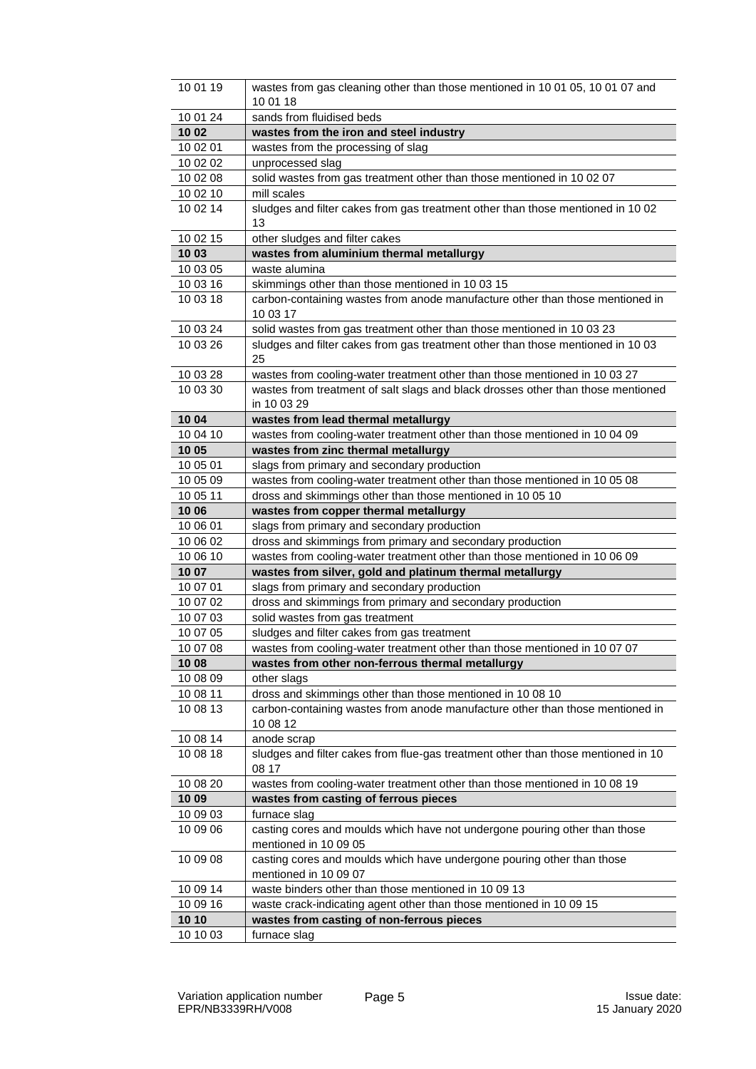| | |
|---|---|
| 10 01 19 | wastes from gas cleaning other than those mentioned in 10 01 05, 10 01 07 and 10 01 18 |
| 10 01 24 | sands from fluidised beds |
| **10 02** | **wastes from the iron and steel industry** |
| 10 02 01 | wastes from the processing of slag |
| 10 02 02 | unprocessed slag |
| 10 02 08 | solid wastes from gas treatment other than those mentioned in 10 02 07 |
| 10 02 10 | mill scales |
| 10 02 14 | sludges and filter cakes from gas treatment other than those mentioned in 10 02 13 |
| 10 02 15 | other sludges and filter cakes |
| **10 03** | **wastes from aluminium thermal metallurgy** |
| 10 03 05 | waste alumina |
| 10 03 16 | skimmings other than those mentioned in 10 03 15 |
| 10 03 18 | carbon-containing wastes from anode manufacture other than those mentioned in 10 03 17 |
| 10 03 24 | solid wastes from gas treatment other than those mentioned in 10 03 23 |
| 10 03 26 | sludges and filter cakes from gas treatment other than those mentioned in 10 03 25 |
| 10 03 28 | wastes from cooling-water treatment other than those mentioned in 10 03 27 |
| 10 03 30 | wastes from treatment of salt slags and black drosses other than those mentioned in 10 03 29 |
| **10 04** | **wastes from lead thermal metallurgy** |
| 10 04 10 | wastes from cooling-water treatment other than those mentioned in 10 04 09 |
| **10 05** | **wastes from zinc thermal metallurgy** |
| 10 05 01 | slags from primary and secondary production |
| 10 05 09 | wastes from cooling-water treatment other than those mentioned in 10 05 08 |
| 10 05 11 | dross and skimmings other than those mentioned in 10 05 10 |
| **10 06** | **wastes from copper thermal metallurgy** |
| 10 06 01 | slags from primary and secondary production |
| 10 06 02 | dross and skimmings from primary and secondary production |
| 10 06 10 | wastes from cooling-water treatment other than those mentioned in 10 06 09 |
| **10 07** | **wastes from silver, gold and platinum thermal metallurgy** |
| 10 07 01 | slags from primary and secondary production |
| 10 07 02 | dross and skimmings from primary and secondary production |
| 10 07 03 | solid wastes from gas treatment |
| 10 07 05 | sludges and filter cakes from gas treatment |
| 10 07 08 | wastes from cooling-water treatment other than those mentioned in 10 07 07 |
| **10 08** | **wastes from other non-ferrous thermal metallurgy** |
| 10 08 09 | other slags |
| 10 08 11 | dross and skimmings other than those mentioned in 10 08 10 |
| 10 08 13 | carbon-containing wastes from anode manufacture other than those mentioned in 10 08 12 |
| 10 08 14 | anode scrap |
| 10 08 18 | sludges and filter cakes from flue-gas treatment other than those mentioned in 10 08 17 |
| 10 08 20 | wastes from cooling-water treatment other than those mentioned in 10 08 19 |
| **10 09** | **wastes from casting of ferrous pieces** |
| 10 09 03 | furnace slag |
| 10 09 06 | casting cores and moulds which have not undergone pouring other than those mentioned in 10 09 05 |
| 10 09 08 | casting cores and moulds which have undergone pouring other than those mentioned in 10 09 07 |
| 10 09 14 | waste binders other than those mentioned in 10 09 13 |
| 10 09 16 | waste crack-indicating agent other than those mentioned in 10 09 15 |
| **10 10** | **wastes from casting of non-ferrous pieces** |
| 10 10 03 | furnace slag |

Variation application number EPR/NB3339RH/V008

Issue date: 15 January 2020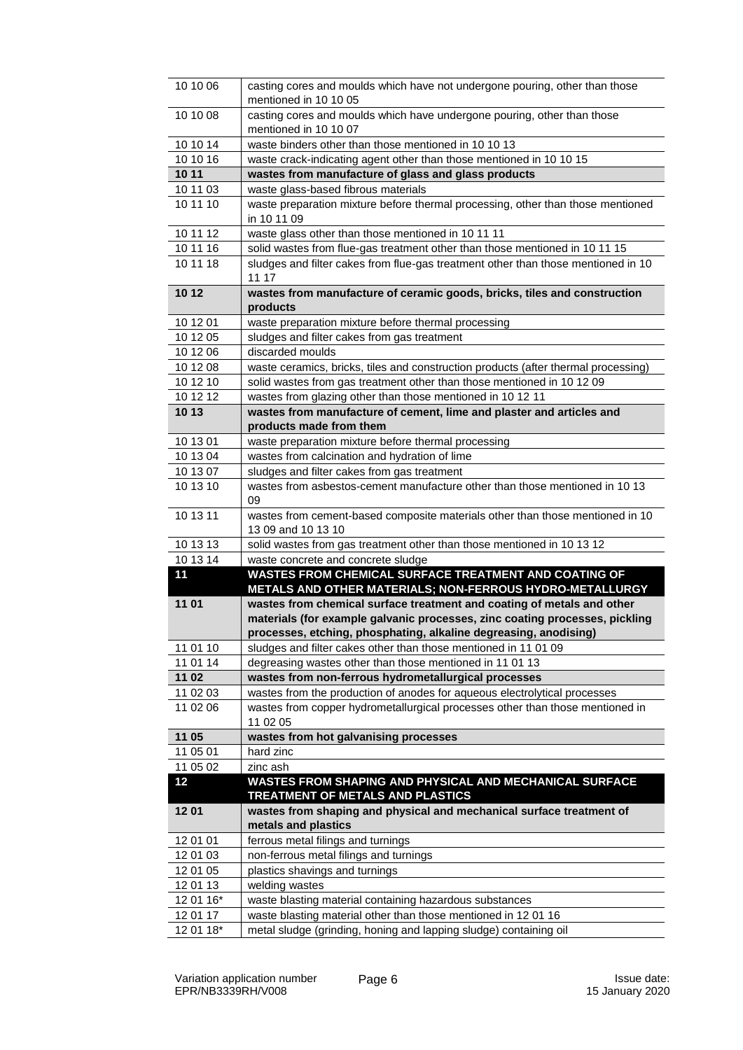| | |
|---|---|
| 10 10 06 | casting cores and moulds which have not undergone pouring, other than those mentioned in 10 10 05 |
| 10 10 08 | casting cores and moulds which have undergone pouring, other than those mentioned in 10 10 07 |
| 10 10 14 | waste binders other than those mentioned in 10 10 13 |
| 10 10 16 | waste crack-indicating agent other than those mentioned in 10 10 15 |
| **10 11** | **wastes from manufacture of glass and glass products** |
| 10 11 03 | waste glass-based fibrous materials |
| 10 11 10 | waste preparation mixture before thermal processing, other than those mentioned in 10 11 09 |
| 10 11 12 | waste glass other than those mentioned in 10 11 11 |
| 10 11 16 | solid wastes from flue-gas treatment other than those mentioned in 10 11 15 |
| 10 11 18 | sludges and filter cakes from flue-gas treatment other than those mentioned in 10 11 17 |
| **10 12** | **wastes from manufacture of ceramic goods, bricks, tiles and construction products** |
| 10 12 01 | waste preparation mixture before thermal processing |
| 10 12 05 | sludges and filter cakes from gas treatment |
| 10 12 06 | discarded moulds |
| 10 12 08 | waste ceramics, bricks, tiles and construction products (after thermal processing) |
| 10 12 10 | solid wastes from gas treatment other than those mentioned in 10 12 09 |
| 10 12 12 | wastes from glazing other than those mentioned in 10 12 11 |
| **10 13** | **wastes from manufacture of cement, lime and plaster and articles and products made from them** |
| 10 13 01 | waste preparation mixture before thermal processing |
| 10 13 04 | wastes from calcination and hydration of lime |
| 10 13 07 | sludges and filter cakes from gas treatment |
| 10 13 10 | wastes from asbestos-cement manufacture other than those mentioned in 10 13 09 |
| 10 13 11 | wastes from cement-based composite materials other than those mentioned in 10 13 09 and 10 13 10 |
| 10 13 13 | solid wastes from gas treatment other than those mentioned in 10 13 12 |
| 10 13 14 | waste concrete and concrete sludge |
| **11** | **WASTES FROM CHEMICAL SURFACE TREATMENT AND COATING OF METALS AND OTHER MATERIALS; NON-FERROUS HYDRO-METALLURGY** |
| **11 01** | **wastes from chemical surface treatment and coating of metals and other materials (for example galvanic processes, zinc coating processes, pickling processes, etching, phosphating, alkaline degreasing, anodising)** |
| 11 01 10 | sludges and filter cakes other than those mentioned in 11 01 09 |
| 11 01 14 | degreasing wastes other than those mentioned in 11 01 13 |
| **11 02** | **wastes from non-ferrous hydrometallurgical processes** |
| 11 02 03 | wastes from the production of anodes for aqueous electrolytical processes |
| 11 02 06 | wastes from copper hydrometallurgical processes other than those mentioned in 11 02 05 |
| **11 05** | **wastes from hot galvanising processes** |
| 11 05 01 | hard zinc |
| 11 05 02 | zinc ash |
| **12** | **WASTES FROM SHAPING AND PHYSICAL AND MECHANICAL SURFACE TREATMENT OF METALS AND PLASTICS** |
| **12 01** | **wastes from shaping and physical and mechanical surface treatment of metals and plastics** |
| 12 01 01 | ferrous metal filings and turnings |
| 12 01 03 | non-ferrous metal filings and turnings |
| 12 01 05 | plastics shavings and turnings |
| 12 01 13 | welding wastes |
| 12 01 16* | waste blasting material containing hazardous substances |
| 12 01 17 | waste blasting material other than those mentioned in 12 01 16 |
| 12 01 18* | metal sludge (grinding, honing and lapping sludge) containing oil |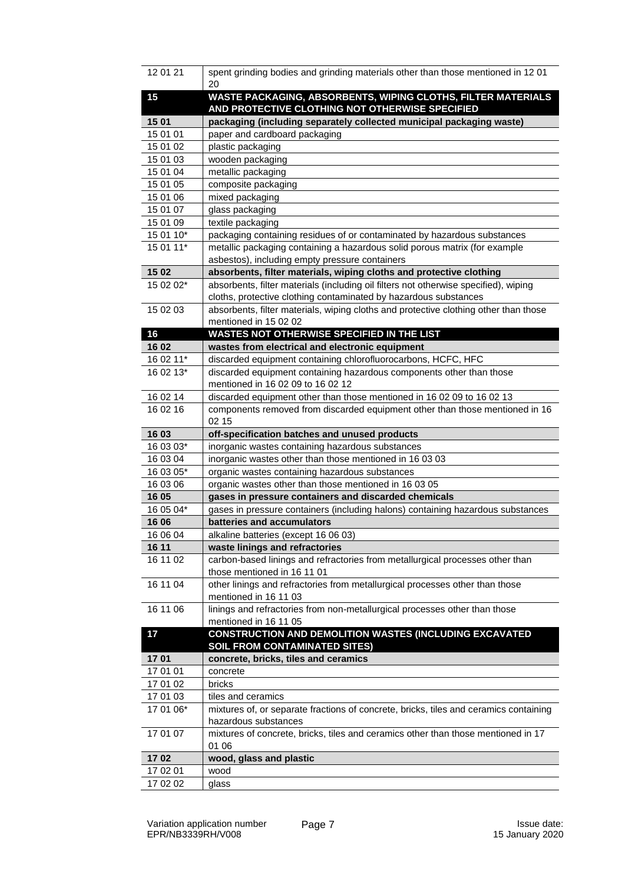| | |
|---|---|
| 12 01 21 | spent grinding bodies and grinding materials other than those mentioned in 12 01 20 |
| **15** | **WASTE PACKAGING, ABSORBENTS, WIPING CLOTHS, FILTER MATERIALS AND PROTECTIVE CLOTHING NOT OTHERWISE SPECIFIED** |
| **15 01** | **packaging (including separately collected municipal packaging waste)** |
| 15 01 01 | paper and cardboard packaging |
| 15 01 02 | plastic packaging |
| 15 01 03 | wooden packaging |
| 15 01 04 | metallic packaging |
| 15 01 05 | composite packaging |
| 15 01 06 | mixed packaging |
| 15 01 07 | glass packaging |
| 15 01 09 | textile packaging |
| 15 01 10* | packaging containing residues of or contaminated by hazardous substances |
| 15 01 11* | metallic packaging containing a hazardous solid porous matrix (for example asbestos), including empty pressure containers |
| **15 02** | **absorbents, filter materials, wiping cloths and protective clothing** |
| 15 02 02* | absorbents, filter materials (including oil filters not otherwise specified), wiping cloths, protective clothing contaminated by hazardous substances |
| 15 02 03 | absorbents, filter materials, wiping cloths and protective clothing other than those mentioned in 15 02 02 |
| **16** | **WASTES NOT OTHERWISE SPECIFIED IN THE LIST** |
| **16 02** | **wastes from electrical and electronic equipment** |
| 16 02 11* | discarded equipment containing chlorofluorocarbons, HCFC, HFC |
| 16 02 13* | discarded equipment containing hazardous components other than those mentioned in 16 02 09 to 16 02 12 |
| 16 02 14 | discarded equipment other than those mentioned in 16 02 09 to 16 02 13 |
| 16 02 16 | components removed from discarded equipment other than those mentioned in 16 02 15 |
| **16 03** | **off-specification batches and unused products** |
| 16 03 03* | inorganic wastes containing hazardous substances |
| 16 03 04 | inorganic wastes other than those mentioned in 16 03 03 |
| 16 03 05* | organic wastes containing hazardous substances |
| 16 03 06 | organic wastes other than those mentioned in 16 03 05 |
| **16 05** | **gases in pressure containers and discarded chemicals** |
| 16 05 04* | gases in pressure containers (including halons) containing hazardous substances |
| **16 06** | **batteries and accumulators** |
| 16 06 04 | alkaline batteries (except 16 06 03) |
| **16 11** | **waste linings and refractories** |
| 16 11 02 | carbon-based linings and refractories from metallurgical processes other than those mentioned in 16 11 01 |
| 16 11 04 | other linings and refractories from metallurgical processes other than those mentioned in 16 11 03 |
| 16 11 06 | linings and refractories from non-metallurgical processes other than those mentioned in 16 11 05 |
| **17** | **CONSTRUCTION AND DEMOLITION WASTES (INCLUDING EXCAVATED SOIL FROM CONTAMINATED SITES)** |
| **17 01** | **concrete, bricks, tiles and ceramics** |
| 17 01 01 | concrete |
| 17 01 02 | bricks |
| 17 01 03 | tiles and ceramics |
| 17 01 06* | mixtures of, or separate fractions of concrete, bricks, tiles and ceramics containing hazardous substances |
| 17 01 07 | mixtures of concrete, bricks, tiles and ceramics other than those mentioned in 17 01 06 |
| **17 02** | **wood, glass and plastic** |
| 17 02 01 | wood |
| 17 02 02 | glass |

Variation application number EPR/NB3339RH/V008

Issue date: 15 January 2020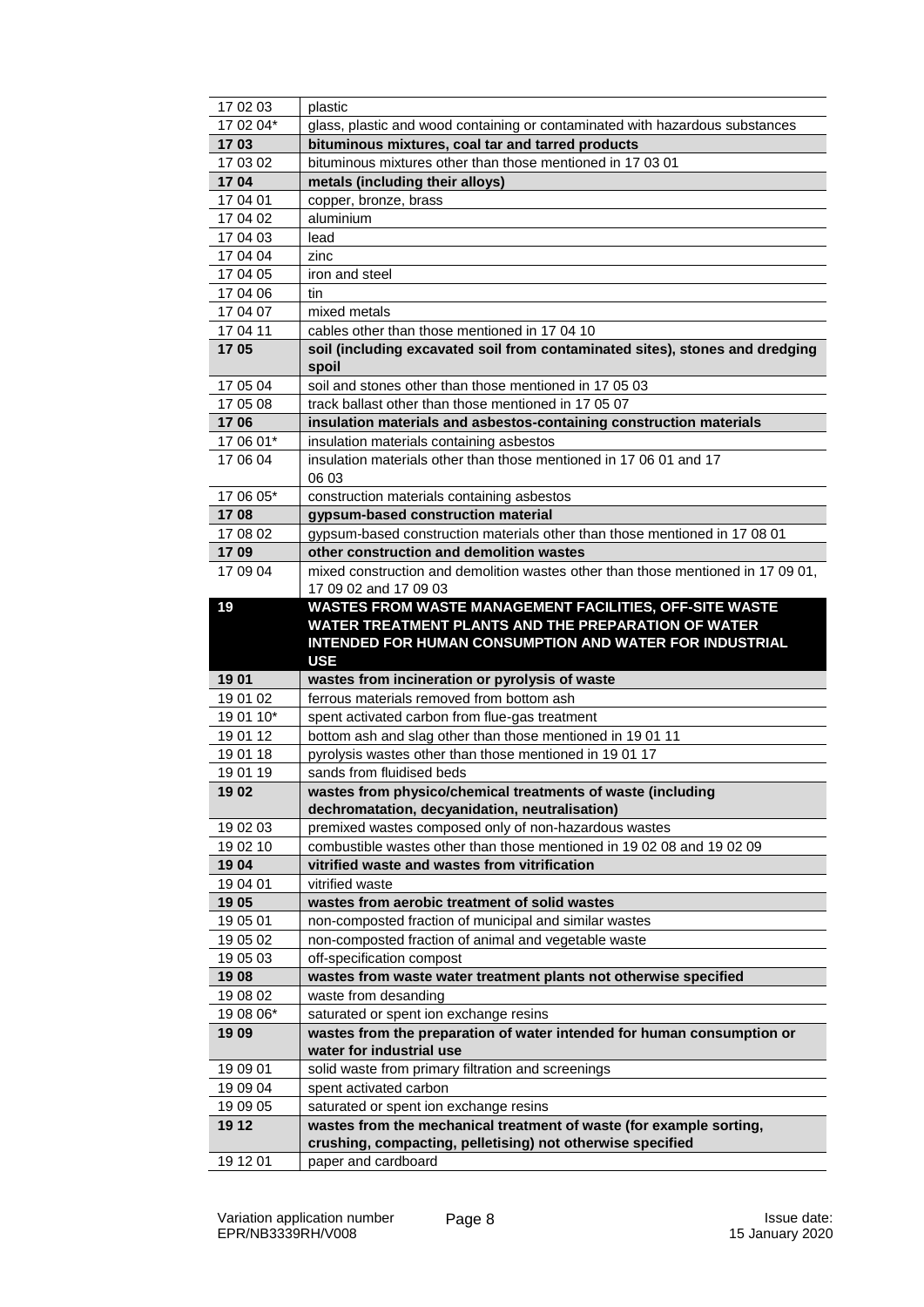| | |
|---|---|
| 17 02 03 | plastic |
| 17 02 04* | glass, plastic and wood containing or contaminated with hazardous substances |
| **17 03** | **bituminous mixtures, coal tar and tarred products** |
| 17 03 02 | bituminous mixtures other than those mentioned in 17 03 01 |
| **17 04** | **metals (including their alloys)** |
| 17 04 01 | copper, bronze, brass |
| 17 04 02 | aluminium |
| 17 04 03 | lead |
| 17 04 04 | zinc |
| 17 04 05 | iron and steel |
| 17 04 06 | tin |
| 17 04 07 | mixed metals |
| 17 04 11 | cables other than those mentioned in 17 04 10 |
| **17 05** | **soil (including excavated soil from contaminated sites), stones and dredging spoil** |
| 17 05 04 | soil and stones other than those mentioned in 17 05 03 |
| 17 05 08 | track ballast other than those mentioned in 17 05 07 |
| **17 06** | **insulation materials and asbestos-containing construction materials** |
| 17 06 01* | insulation materials containing asbestos |
| 17 06 04 | insulation materials other than those mentioned in 17 06 01 and 17 06 03 |
| 17 06 05* | construction materials containing asbestos |
| **17 08** | **gypsum-based construction material** |
| 17 08 02 | gypsum-based construction materials other than those mentioned in 17 08 01 |
| **17 09** | **other construction and demolition wastes** |
| 17 09 04 | mixed construction and demolition wastes other than those mentioned in 17 09 01, 17 09 02 and 17 09 03 |
| **19** | **WASTES FROM WASTE MANAGEMENT FACILITIES, OFF-SITE WASTE WATER TREATMENT PLANTS AND THE PREPARATION OF WATER INTENDED FOR HUMAN CONSUMPTION AND WATER FOR INDUSTRIAL USE** |
| **19 01** | **wastes from incineration or pyrolysis of waste** |
| 19 01 02 | ferrous materials removed from bottom ash |
| 19 01 10* | spent activated carbon from flue-gas treatment |
| 19 01 12 | bottom ash and slag other than those mentioned in 19 01 11 |
| 19 01 18 | pyrolysis wastes other than those mentioned in 19 01 17 |
| 19 01 19 | sands from fluidised beds |
| **19 02** | **wastes from physico/chemical treatments of waste (including dechromatation, decyanidation, neutralisation)** |
| 19 02 03 | premixed wastes composed only of non-hazardous wastes |
| 19 02 10 | combustible wastes other than those mentioned in 19 02 08 and 19 02 09 |
| **19 04** | **vitrified waste and wastes from vitrification** |
| 19 04 01 | vitrified waste |
| **19 05** | **wastes from aerobic treatment of solid wastes** |
| 19 05 01 | non-composted fraction of municipal and similar wastes |
| 19 05 02 | non-composted fraction of animal and vegetable waste |
| 19 05 03 | off-specification compost |
| **19 08** | **wastes from waste water treatment plants not otherwise specified** |
| 19 08 02 | waste from desanding |
| 19 08 06* | saturated or spent ion exchange resins |
| **19 09** | **wastes from the preparation of water intended for human consumption or water for industrial use** |
| 19 09 01 | solid waste from primary filtration and screenings |
| 19 09 04 | spent activated carbon |
| 19 09 05 | saturated or spent ion exchange resins |
| **19 12** | **wastes from the mechanical treatment of waste (for example sorting, crushing, compacting, pelletising) not otherwise specified** |
| 19 12 01 | paper and cardboard |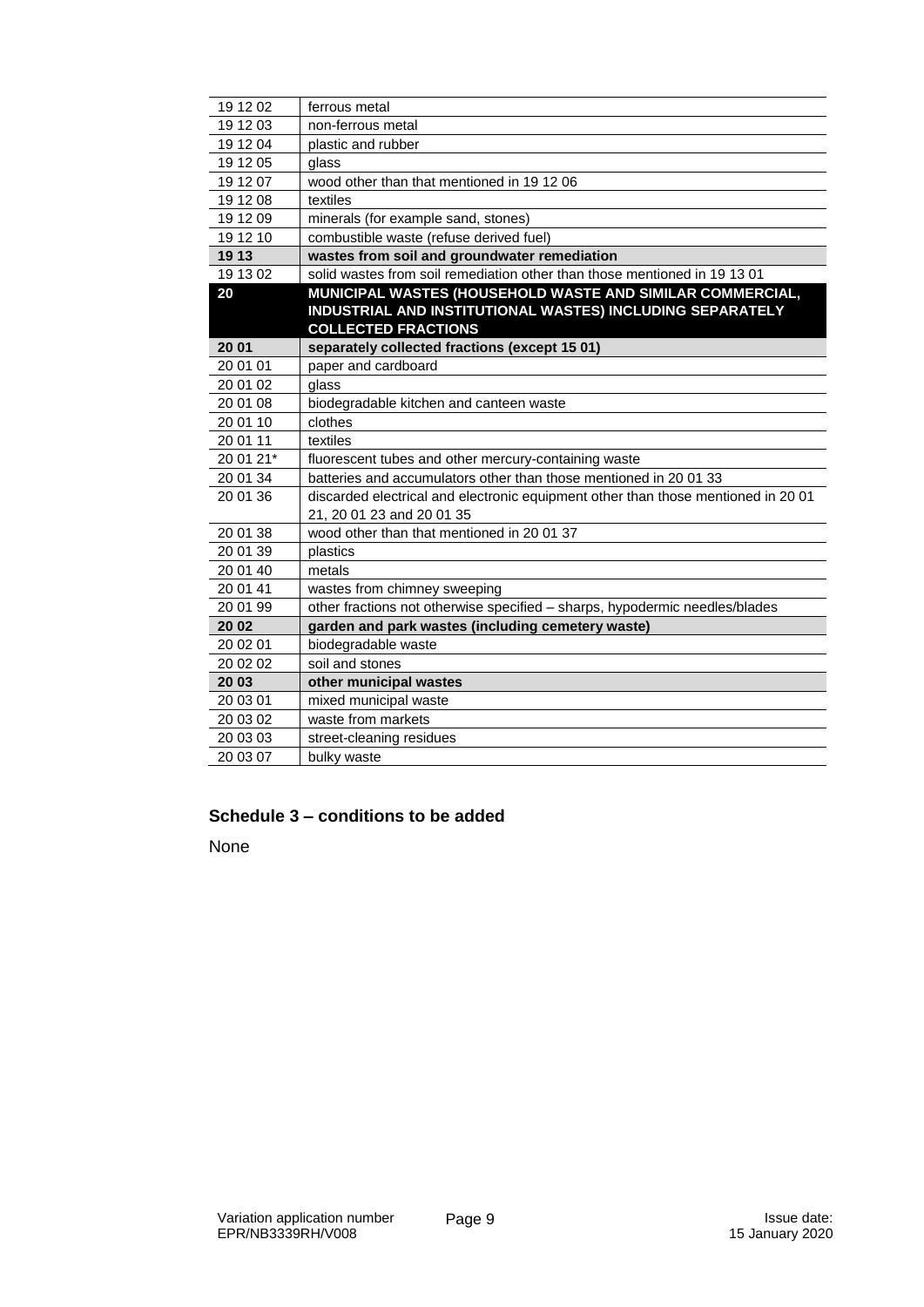| | |
|---|---|
| 19 12 02 | ferrous metal |
| 19 12 03 | non-ferrous metal |
| 19 12 04 | plastic and rubber |
| 19 12 05 | glass |
| 19 12 07 | wood other than that mentioned in 19 12 06 |
| 19 12 08 | textiles |
| 19 12 09 | minerals (for example sand, stones) |
| 19 12 10 | combustible waste (refuse derived fuel) |
| **19 13** | **wastes from soil and groundwater remediation** |
| 19 13 02 | solid wastes from soil remediation other than those mentioned in 19 13 01 |
| **20** | **MUNICIPAL WASTES (HOUSEHOLD WASTE AND SIMILAR COMMERCIAL, INDUSTRIAL AND INSTITUTIONAL WASTES) INCLUDING SEPARATELY COLLECTED FRACTIONS** |
| **20 01** | **separately collected fractions (except 15 01)** |
| 20 01 01 | paper and cardboard |
| 20 01 02 | glass |
| 20 01 08 | biodegradable kitchen and canteen waste |
| 20 01 10 | clothes |
| 20 01 11 | textiles |
| 20 01 21* | fluorescent tubes and other mercury-containing waste |
| 20 01 34 | batteries and accumulators other than those mentioned in 20 01 33 |
| 20 01 36 | discarded electrical and electronic equipment other than those mentioned in 20 01 21, 20 01 23 and 20 01 35 |
| 20 01 38 | wood other than that mentioned in 20 01 37 |
| 20 01 39 | plastics |
| 20 01 40 | metals |
| 20 01 41 | wastes from chimney sweeping |
| 20 01 99 | other fractions not otherwise specified – sharps, hypodermic needles/blades |
| **20 02** | **garden and park wastes (including cemetery waste)** |
| 20 02 01 | biodegradable waste |
| 20 02 02 | soil and stones |
| **20 03** | **other municipal wastes** |
| 20 03 01 | mixed municipal waste |
| 20 03 02 | waste from markets |
| 20 03 03 | street-cleaning residues |
| 20 03 07 | bulky waste |

## Schedule 3 – conditions to be added

None